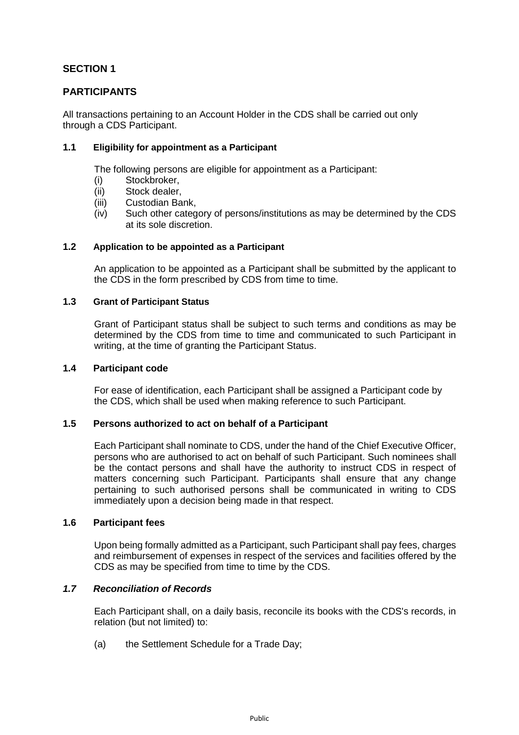# SECTION 1

## PARTICIPANTS

All transactions pertaining to an Account Holder in the CDS shall be carried out only through a CDS Participant.

### 1.1 Eligibility for appointment as a Participant

The following persons are eligible for appointment as a Participant:

(i) Stockbroker,
(ii) Stock dealer,
(iii) Custodian Bank,
(iv) Such other category of persons/institutions as may be determined by the CDS at its sole discretion.

### 1.2 Application to be appointed as a Participant

An application to be appointed as a Participant shall be submitted by the applicant to the CDS in the form prescribed by CDS from time to time.

### 1.3 Grant of Participant Status

Grant of Participant status shall be subject to such terms and conditions as may be determined by the CDS from time to time and communicated to such Participant in writing, at the time of granting the Participant Status.

### 1.4 Participant code

For ease of identification, each Participant shall be assigned a Participant code by the CDS, which shall be used when making reference to such Participant.

### 1.5 Persons authorized to act on behalf of a Participant

Each Participant shall nominate to CDS, under the hand of the Chief Executive Officer, persons who are authorised to act on behalf of such Participant. Such nominees shall be the contact persons and shall have the authority to instruct CDS in respect of matters concerning such Participant. Participants shall ensure that any change pertaining to such authorised persons shall be communicated in writing to CDS immediately upon a decision being made in that respect.

### 1.6 Participant fees

Upon being formally admitted as a Participant, such Participant shall pay fees, charges and reimbursement of expenses in respect of the services and facilities offered by the CDS as may be specified from time to time by the CDS.

### *1.7 Reconciliation of Records*

Each Participant shall, on a daily basis, reconcile its books with the CDS's records, in relation (but not limited) to:

(a) the Settlement Schedule for a Trade Day;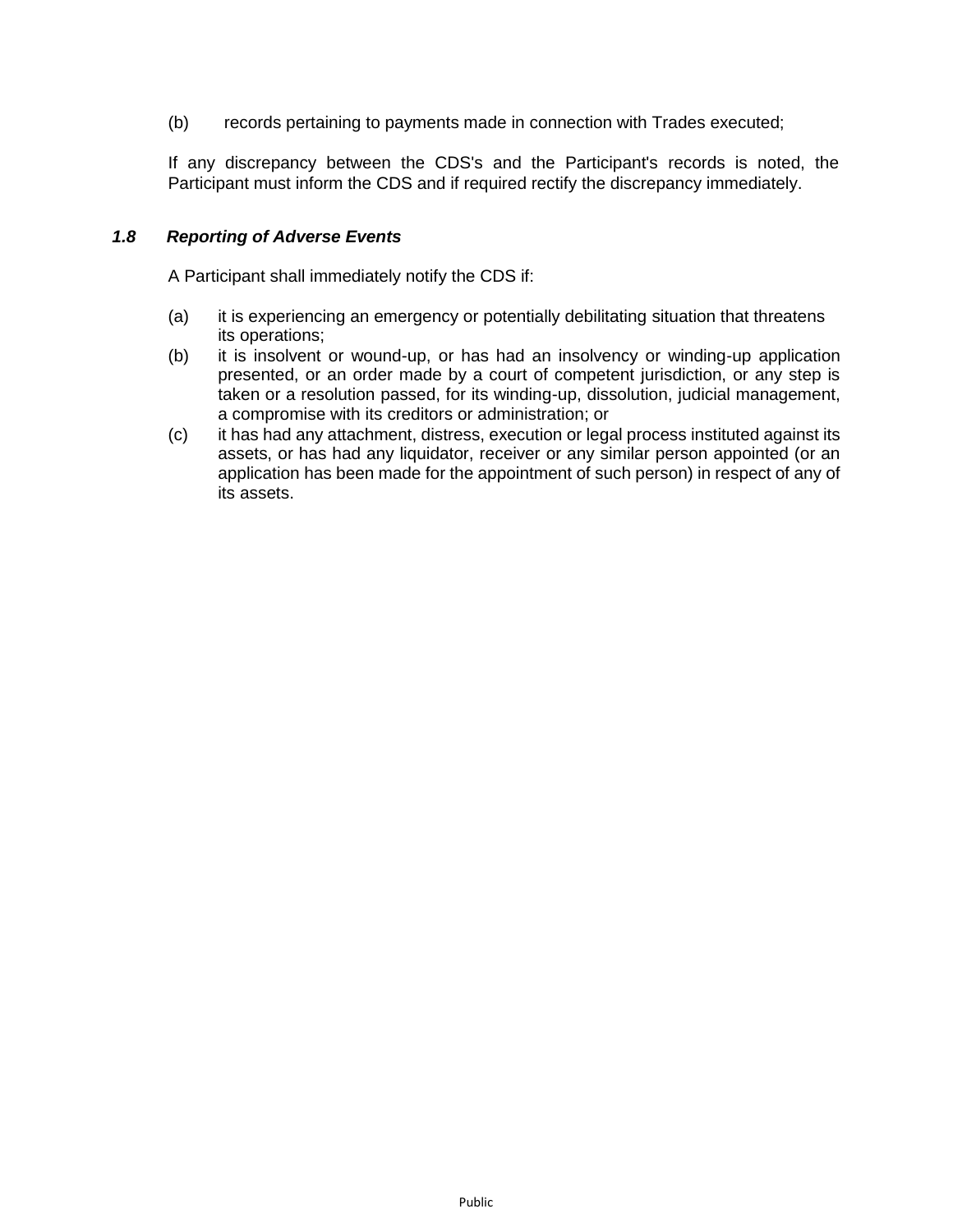(b) records pertaining to payments made in connection with Trades executed;

If any discrepancy between the CDS's and the Participant's records is noted, the Participant must inform the CDS and if required rectify the discrepancy immediately.

### *1.8 Reporting of Adverse Events*

A Participant shall immediately notify the CDS if:

(a) it is experiencing an emergency or potentially debilitating situation that threatens its operations;

(b) it is insolvent or wound-up, or has had an insolvency or winding-up application presented, or an order made by a court of competent jurisdiction, or any step is taken or a resolution passed, for its winding-up, dissolution, judicial management, a compromise with its creditors or administration; or

(c) it has had any attachment, distress, execution or legal process instituted against its assets, or has had any liquidator, receiver or any similar person appointed (or an application has been made for the appointment of such person) in respect of any of its assets.